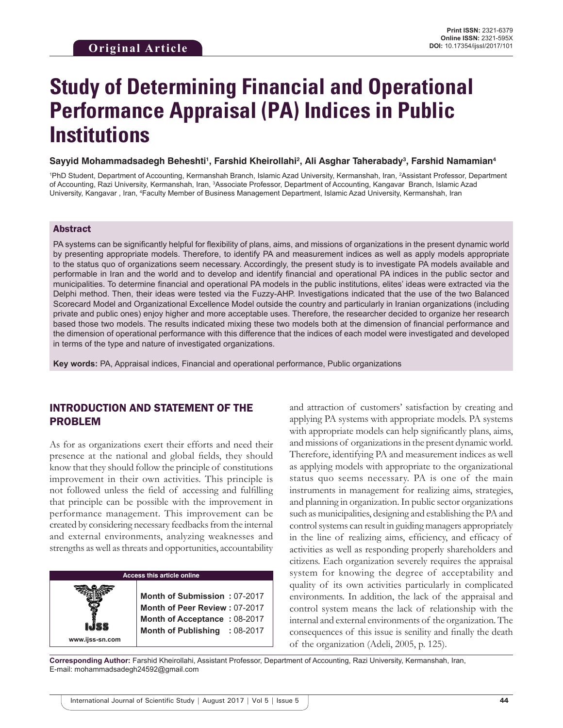Original Article

**Print ISSN:** 2321-6379
**Online ISSN:** 2321-595X
**DOI:** 10.17354/ijssI/2017/101

# Study of Determining Financial and Operational Performance Appraisal (PA) Indices in Public Institutions

**Sayyid Mohammadsadegh Beheshti[1], Farshid Kheirollahi[2], Ali Asghar Taherabady[3], Farshid Namamian[4]**

[1]PhD Student, Department of Accounting, Kermanshah Branch, Islamic Azad University, Kermanshah, Iran, [2]Assistant Professor, Department of Accounting, Razi University, Kermanshah, Iran, [3]Associate Professor, Department of Accounting, Kangavar Branch, Islamic Azad University, Kangavar , Iran, [4]Faculty Member of Business Management Department, Islamic Azad University, Kermanshah, Iran

## Abstract

PA systems can be significantly helpful for flexibility of plans, aims, and missions of organizations in the present dynamic world by presenting appropriate models. Therefore, to identify PA and measurement indices as well as apply models appropriate to the status quo of organizations seem necessary. Accordingly, the present study is to investigate PA models available and performable in Iran and the world and to develop and identify financial and operational PA indices in the public sector and municipalities. To determine financial and operational PA models in the public institutions, elites' ideas were extracted via the Delphi method. Then, their ideas were tested via the Fuzzy-AHP. Investigations indicated that the use of the two Balanced Scorecard Model and Organizational Excellence Model outside the country and particularly in Iranian organizations (including private and public ones) enjoy higher and more acceptable uses. Therefore, the researcher decided to organize her research based those two models. The results indicated mixing these two models both at the dimension of financial performance and the dimension of operational performance with this difference that the indices of each model were investigated and developed in terms of the type and nature of investigated organizations.

**Key words:** PA, Appraisal indices, Financial and operational performance, Public organizations

## INTRODUCTION AND STATEMENT OF THE PROBLEM

As for as organizations exert their efforts and need their presence at the national and global fields, they should know that they should follow the principle of constitutions improvement in their own activities. This principle is not followed unless the field of accessing and fulfilling that principle can be possible with the improvement in performance management. This improvement can be created by considering necessary feedbacks from the internal and external environments, analyzing weaknesses and strengths as well as threats and opportunities, accountability and attraction of customers' satisfaction by creating and applying PA systems with appropriate models. PA systems with appropriate models can help significantly plans, aims, and missions of organizations in the present dynamic world. Therefore, identifying PA and measurement indices as well as applying models with appropriate to the organizational status quo seems necessary. PA is one of the main instruments in management for realizing aims, strategies, and planning in organization. In public sector organizations such as municipalities, designing and establishing the PA and control systems can result in guiding managers appropriately in the line of realizing aims, efficiency, and efficacy of activities as well as responding properly shareholders and citizens. Each organization severely requires the appraisal system for knowing the degree of acceptability and quality of its own activities particularly in complicated environments. In addition, the lack of the appraisal and control system means the lack of relationship with the internal and external environments of the organization. The consequences of this issue is senility and finally the death of the organization (Adeli, 2005, p. 125).

| Access this article online | |
|---|---|
| IJSS www.ijss-sn.com | **Month of Submission :** 07-2017 **Month of Peer Review :** 07-2017 **Month of Acceptance :** 08-2017 **Month of Publishing :** 08-2017 |

**Corresponding Author:** Farshid Kheirollahi, Assistant Professor, Department of Accounting, Razi University, Kermanshah, Iran, E-mail: mohammadsadegh24592@gmail.com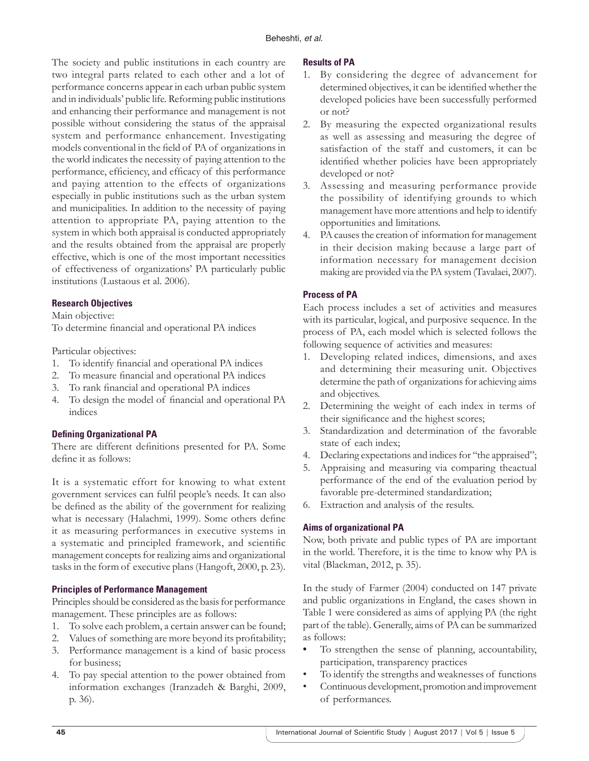The society and public institutions in each country are two integral parts related to each other and a lot of performance concerns appear in each urban public system and in individuals' public life. Reforming public institutions and enhancing their performance and management is not possible without considering the status of the appraisal system and performance enhancement. Investigating models conventional in the field of PA of organizations in the world indicates the necessity of paying attention to the performance, efficiency, and efficacy of this performance and paying attention to the effects of organizations especially in public institutions such as the urban system and municipalities. In addition to the necessity of paying attention to appropriate PA, paying attention to the system in which both appraisal is conducted appropriately and the results obtained from the appraisal are properly effective, which is one of the most important necessities of effectiveness of organizations' PA particularly public institutions (Lustaous et al. 2006).

### Research Objectives

Main objective:
To determine financial and operational PA indices

Particular objectives:

1. To identify financial and operational PA indices
2. To measure financial and operational PA indices
3. To rank financial and operational PA indices
4. To design the model of financial and operational PA indices

### Defining Organizational PA

There are different definitions presented for PA. Some define it as follows:

It is a systematic effort for knowing to what extent government services can fulfil people's needs. It can also be defined as the ability of the government for realizing what is necessary (Halachmi, 1999). Some others define it as measuring performances in executive systems in a systematic and principled framework, and scientific management concepts for realizing aims and organizational tasks in the form of executive plans (Hangoft, 2000, p. 23).

### Principles of Performance Management

Principles should be considered as the basis for performance management. These principles are as follows:

1. To solve each problem, a certain answer can be found;
2. Values of something are more beyond its profitability;
3. Performance management is a kind of basic process for business;
4. To pay special attention to the power obtained from information exchanges (Iranzadeh & Barghi, 2009, p. 36).

### Results of PA

1. By considering the degree of advancement for determined objectives, it can be identified whether the developed policies have been successfully performed or not?
2. By measuring the expected organizational results as well as assessing and measuring the degree of satisfaction of the staff and customers, it can be identified whether policies have been appropriately developed or not?
3. Assessing and measuring performance provide the possibility of identifying grounds to which management have more attentions and help to identify opportunities and limitations.
4. PA causes the creation of information for management in their decision making because a large part of information necessary for management decision making are provided via the PA system (Tavalaei, 2007).

### Process of PA

Each process includes a set of activities and measures with its particular, logical, and purposive sequence. In the process of PA, each model which is selected follows the following sequence of activities and measures:

1. Developing related indices, dimensions, and axes and determining their measuring unit. Objectives determine the path of organizations for achieving aims and objectives.
2. Determining the weight of each index in terms of their significance and the highest scores;
3. Standardization and determination of the favorable state of each index;
4. Declaring expectations and indices for "the appraised";
5. Appraising and measuring via comparing theactual performance of the end of the evaluation period by favorable pre-determined standardization;
6. Extraction and analysis of the results.

### Aims of organizational PA

Now, both private and public types of PA are important in the world. Therefore, it is the time to know why PA is vital (Blackman, 2012, p. 35).

In the study of Farmer (2004) conducted on 147 private and public organizations in England, the cases shown in Table 1 were considered as aims of applying PA (the right part of the table). Generally, aims of PA can be summarized as follows:

- To strengthen the sense of planning, accountability, participation, transparency practices
- To identify the strengths and weaknesses of functions
- Continuous development, promotion and improvement of performances.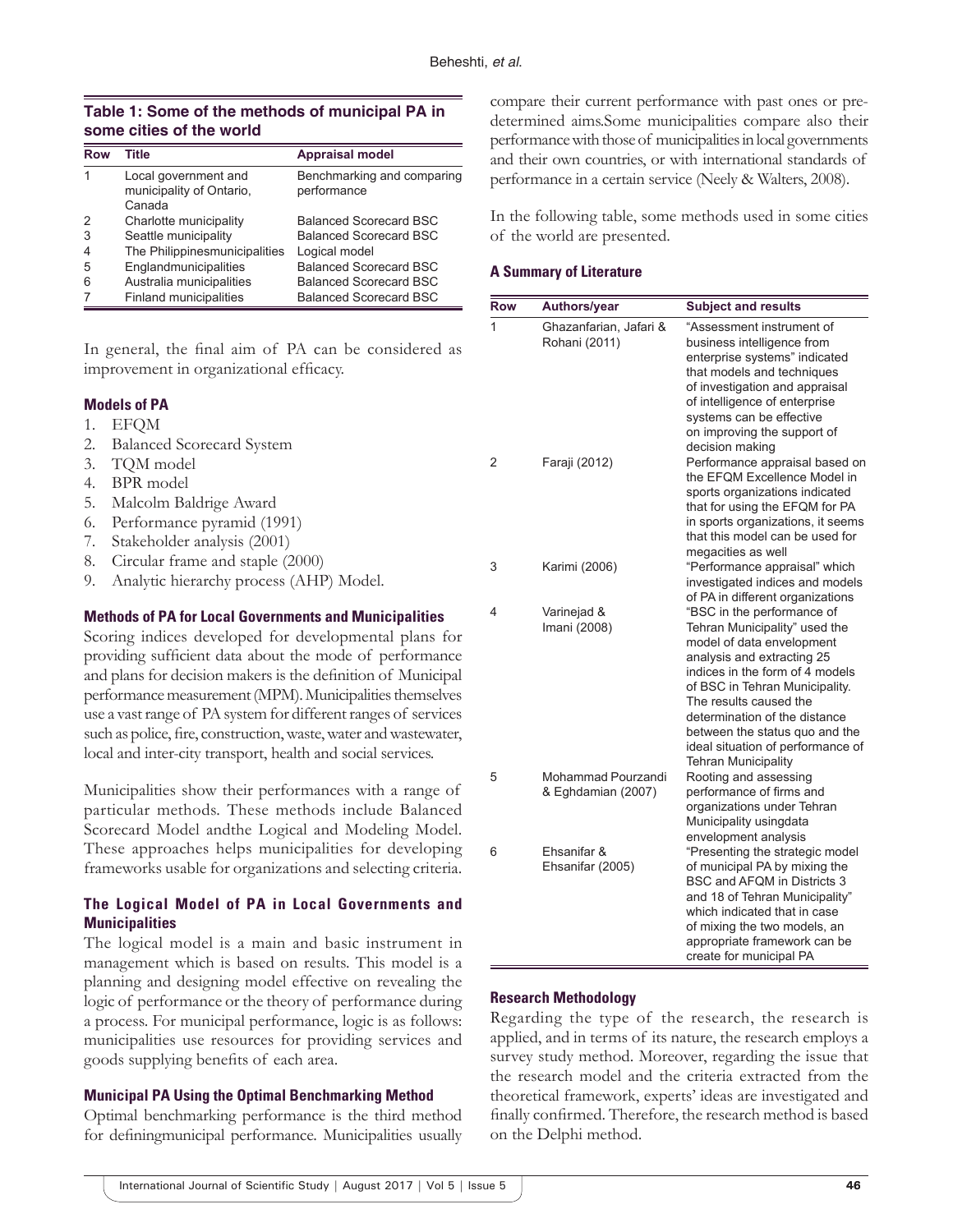**Table 1: Some of the methods of municipal PA in some cities of the world**

| Row | Title | Appraisal model |
|---|---|---|
| 1 | Local government and municipality of Ontario, Canada | Benchmarking and comparing performance |
| 2 | Charlotte municipality | Balanced Scorecard BSC |
| 3 | Seattle municipality | Balanced Scorecard BSC |
| 4 | The Philippinesmunicipalities | Logical model |
| 5 | Englandmunicipalities | Balanced Scorecard BSC |
| 6 | Australia municipalities | Balanced Scorecard BSC |
| 7 | Finland municipalities | Balanced Scorecard BSC |

In general, the final aim of PA can be considered as improvement in organizational efficacy.

### Models of PA

1. EFQM
2. Balanced Scorecard System
3. TQM model
4. BPR model
5. Malcolm Baldrige Award
6. Performance pyramid (1991)
7. Stakeholder analysis (2001)
8. Circular frame and staple (2000)
9. Analytic hierarchy process (AHP) Model.

### Methods of PA for Local Governments and Municipalities

Scoring indices developed for developmental plans for providing sufficient data about the mode of performance and plans for decision makers is the definition of Municipal performance measurement (MPM). Municipalities themselves use a vast range of PA system for different ranges of services such as police, fire, construction, waste, water and wastewater, local and inter-city transport, health and social services.

Municipalities show their performances with a range of particular methods. These methods include Balanced Scorecard Model andthe Logical and Modeling Model. These approaches helps municipalities for developing frameworks usable for organizations and selecting criteria.

### The Logical Model of PA in Local Governments and Municipalities

The logical model is a main and basic instrument in management which is based on results. This model is a planning and designing model effective on revealing the logic of performance or the theory of performance during a process. For municipal performance, logic is as follows: municipalities use resources for providing services and goods supplying benefits of each area.

### Municipal PA Using the Optimal Benchmarking Method

Optimal benchmarking performance is the third method for definingmunicipal performance. Municipalities usually compare their current performance with past ones or predetermined aims.Some municipalities compare also their performance with those of municipalities in local governments and their own countries, or with international standards of performance in a certain service (Neely & Walters, 2008).

In the following table, some methods used in some cities of the world are presented.

### A Summary of Literature

| Row | Authors/year | Subject and results |
|---|---|---|
| 1 | Ghazanfarian, Jafari & Rohani (2011) | "Assessment instrument of business intelligence from enterprise systems" indicated that models and techniques of investigation and appraisal of intelligence of enterprise systems can be effective on improving the support of decision making |
| 2 | Faraji (2012) | Performance appraisal based on the EFQM Excellence Model in sports organizations indicated that for using the EFQM for PA in sports organizations, it seems that this model can be used for megacities as well |
| 3 | Karimi (2006) | "Performance appraisal" which investigated indices and models of PA in different organizations |
| 4 | Varinejad & Imani (2008) | "BSC in the performance of Tehran Municipality" used the model of data envelopment analysis and extracting 25 indices in the form of 4 models of BSC in Tehran Municipality. The results caused the determination of the distance between the status quo and the ideal situation of performance of Tehran Municipality |
| 5 | Mohammad Pourzandi & Eghdamian (2007) | Rooting and assessing performance of firms and organizations under Tehran Municipality usingdata envelopment analysis |
| 6 | Ehsanifar & Ehsanifar (2005) | "Presenting the strategic model of municipal PA by mixing the BSC and AFQM in Districts 3 and 18 of Tehran Municipality" which indicated that in case of mixing the two models, an appropriate framework can be create for municipal PA |

### Research Methodology

Regarding the type of the research, the research is applied, and in terms of its nature, the research employs a survey study method. Moreover, regarding the issue that the research model and the criteria extracted from the theoretical framework, experts' ideas are investigated and finally confirmed. Therefore, the research method is based on the Delphi method.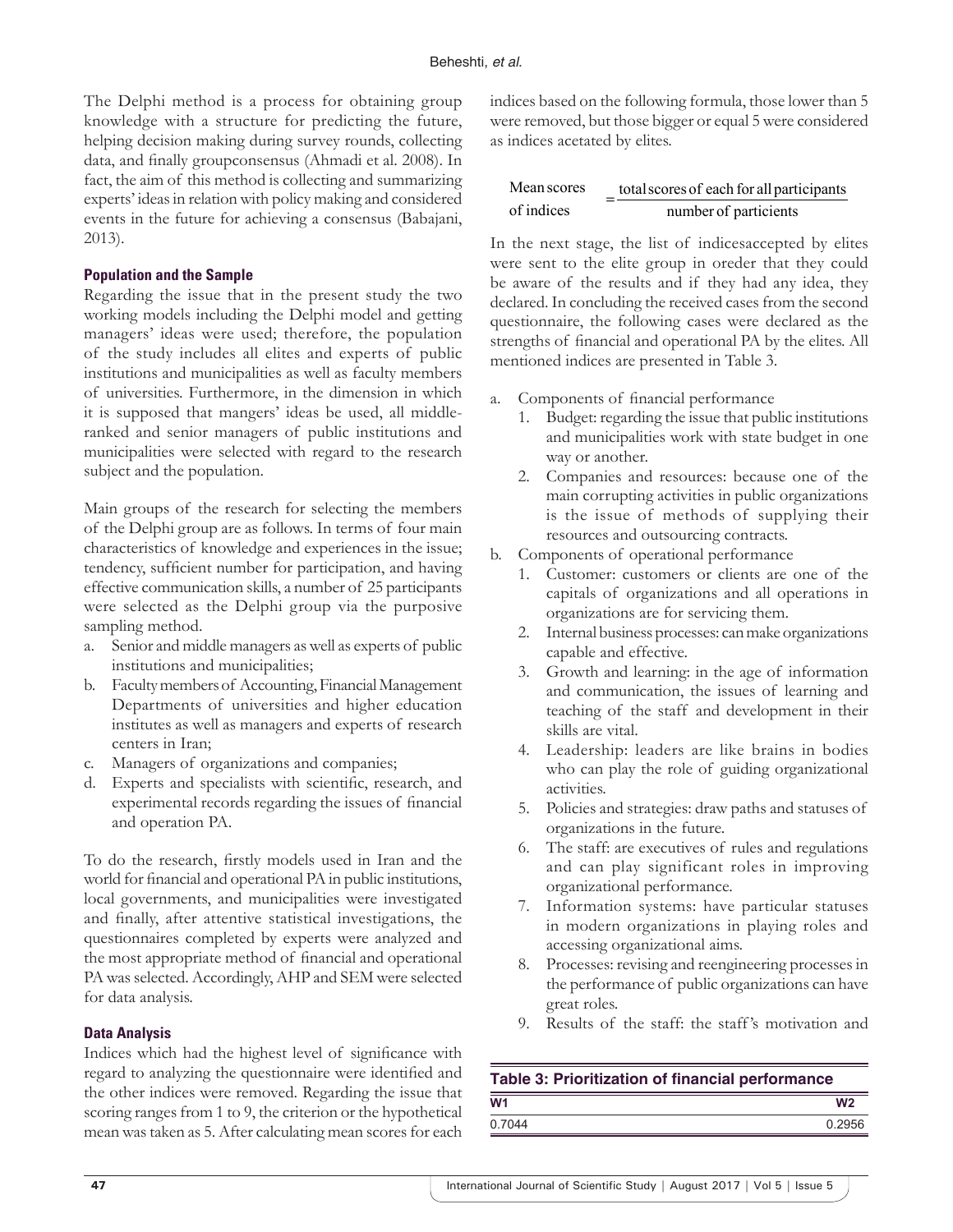The Delphi method is a process for obtaining group knowledge with a structure for predicting the future, helping decision making during survey rounds, collecting data, and finally groupconsensus (Ahmadi et al. 2008). In fact, the aim of this method is collecting and summarizing experts' ideas in relation with policy making and considered events in the future for achieving a consensus (Babajani, 2013).

### Population and the Sample

Regarding the issue that in the present study the two working models including the Delphi model and getting managers' ideas were used; therefore, the population of the study includes all elites and experts of public institutions and municipalities as well as faculty members of universities. Furthermore, in the dimension in which it is supposed that mangers' ideas be used, all middle-ranked and senior managers of public institutions and municipalities were selected with regard to the research subject and the population.

Main groups of the research for selecting the members of the Delphi group are as follows. In terms of four main characteristics of knowledge and experiences in the issue; tendency, sufficient number for participation, and having effective communication skills, a number of 25 participants were selected as the Delphi group via the purposive sampling method.

a. Senior and middle managers as well as experts of public institutions and municipalities;
b. Faculty members of Accounting, Financial Management Departments of universities and higher education institutes as well as managers and experts of research centers in Iran;
c. Managers of organizations and companies;
d. Experts and specialists with scientific, research, and experimental records regarding the issues of financial and operation PA.

To do the research, firstly models used in Iran and the world for financial and operational PA in public institutions, local governments, and municipalities were investigated and finally, after attentive statistical investigations, the questionnaires completed by experts were analyzed and the most appropriate method of financial and operational PA was selected. Accordingly, AHP and SEM were selected for data analysis.

### Data Analysis

Indices which had the highest level of significance with regard to analyzing the questionnaire were identified and the other indices were removed. Regarding the issue that scoring ranges from 1 to 9, the criterion or the hypothetical mean was taken as 5. After calculating mean scores for each indices based on the following formula, those lower than 5 were removed, but those bigger or equal 5 were considered as indices acetated by elites.

$$\text{Mean scores of indices} = \frac{\text{total scores of each for all participants}}{\text{number of particients}}$$

In the next stage, the list of indicesaccepted by elites were sent to the elite group in oreder that they could be aware of the results and if they had any idea, they declared. In concluding the received cases from the second questionnaire, the following cases were declared as the strengths of financial and operational PA by the elites. All mentioned indices are presented in Table 3.

a. Components of financial performance
   1. Budget: regarding the issue that public institutions and municipalities work with state budget in one way or another.
   2. Companies and resources: because one of the main corrupting activities in public organizations is the issue of methods of supplying their resources and outsourcing contracts.
b. Components of operational performance
   1. Customer: customers or clients are one of the capitals of organizations and all operations in organizations are for servicing them.
   2. Internal business processes: can make organizations capable and effective.
   3. Growth and learning: in the age of information and communication, the issues of learning and teaching of the staff and development in their skills are vital.
   4. Leadership: leaders are like brains in bodies who can play the role of guiding organizational activities.
   5. Policies and strategies: draw paths and statuses of organizations in the future.
   6. The staff: are executives of rules and regulations and can play significant roles in improving organizational performance.
   7. Information systems: have particular statuses in modern organizations in playing roles and accessing organizational aims.
   8. Processes: revising and reengineering processes in the performance of public organizations can have great roles.
   9. Results of the staff: the staff's motivation and

**Table 3: Prioritization of financial performance**

| W1 | W2 |
|---|---|
| 0.7044 | 0.2956 |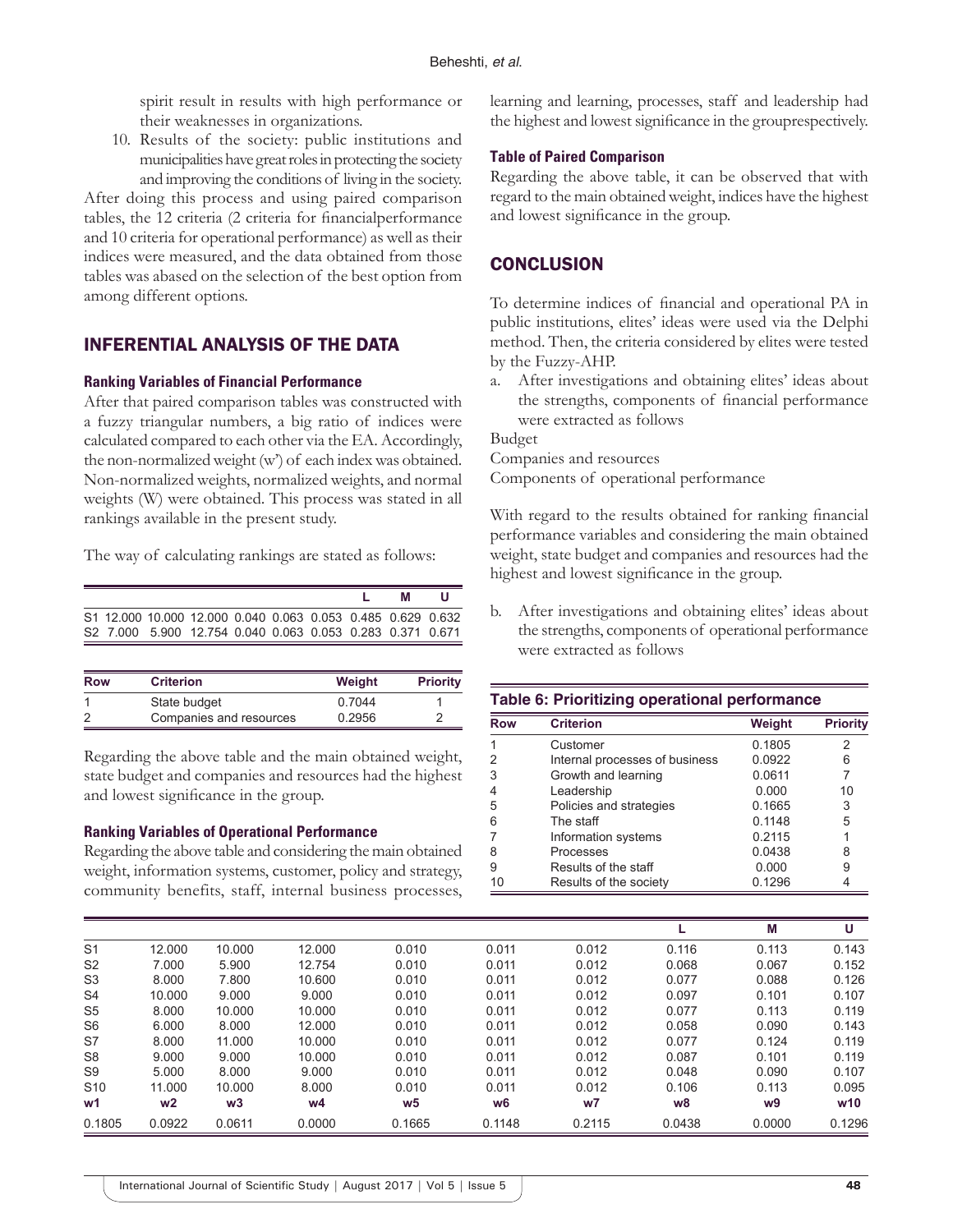spirit result in results with high performance or their weaknesses in organizations.

10. Results of the society: public institutions and municipalities have great roles in protecting the society and improving the conditions of living in the society.

After doing this process and using paired comparison tables, the 12 criteria (2 criteria for financialperformance and 10 criteria for operational performance) as well as their indices were measured, and the data obtained from those tables was abased on the selection of the best option from among different options.

## INFERENTIAL ANALYSIS OF THE DATA

### Ranking Variables of Financial Performance

After that paired comparison tables was constructed with a fuzzy triangular numbers, a big ratio of indices were calculated compared to each other via the EA. Accordingly, the non-normalized weight (w') of each index was obtained. Non-normalized weights, normalized weights, and normal weights (W) were obtained. This process was stated in all rankings available in the present study.

The way of calculating rankings are stated as follows:

| | | | | | | | L | M | U |
|---|---|---|---|---|---|---|---|---|---|
| S1 | 12.000 | 10.000 | 12.000 | 0.040 | 0.063 | 0.053 | 0.485 | 0.629 | 0.632 |
| S2 | 7.000 | 5.900 | 12.754 | 0.040 | 0.063 | 0.053 | 0.283 | 0.371 | 0.671 |

| Row | Criterion | Weight | Priority |
|---|---|---|---|
| 1 | State budget | 0.7044 | 1 |
| 2 | Companies and resources | 0.2956 | 2 |

Regarding the above table and the main obtained weight, state budget and companies and resources had the highest and lowest significance in the group.

### Ranking Variables of Operational Performance

Regarding the above table and considering the main obtained weight, information systems, customer, policy and strategy, community benefits, staff, internal business processes, learning and learning, processes, staff and leadership had the highest and lowest significance in the grouprespectively.

**Table 6: Prioritizing operational performance**

| Row | Criterion | Weight | Priority |
|---|---|---|---|
| 1 | Customer | 0.1805 | 2 |
| 2 | Internal processes of business | 0.0922 | 6 |
| 3 | Growth and learning | 0.0611 | 7 |
| 4 | Leadership | 0.000 | 10 |
| 5 | Policies and strategies | 0.1665 | 3 |
| 6 | The staff | 0.1148 | 5 |
| 7 | Information systems | 0.2115 | 1 |
| 8 | Processes | 0.0438 | 8 |
| 9 | Results of the staff | 0.000 | 9 |
| 10 | Results of the society | 0.1296 | 4 |

### Table of Paired Comparison

Regarding the above table, it can be observed that with regard to the main obtained weight, indices have the highest and lowest significance in the group.

## CONCLUSION

To determine indices of financial and operational PA in public institutions, elites' ideas were used via the Delphi method. Then, the criteria considered by elites were tested by the Fuzzy-AHP.

a. After investigations and obtaining elites' ideas about the strengths, components of financial performance were extracted as follows

Budget

Companies and resources

Components of operational performance

With regard to the results obtained for ranking financial performance variables and considering the main obtained weight, state budget and companies and resources had the highest and lowest significance in the group.

b. After investigations and obtaining elites' ideas about the strengths, components of operational performance were extracted as follows

| | | | | | | | L | M | U |
|---|---|---|---|---|---|---|---|---|---|
| S1 | 12.000 | 10.000 | 12.000 | 0.010 | 0.011 | 0.012 | 0.116 | 0.113 | 0.143 |
| S2 | 7.000 | 5.900 | 12.754 | 0.010 | 0.011 | 0.012 | 0.068 | 0.067 | 0.152 |
| S3 | 8.000 | 7.800 | 10.600 | 0.010 | 0.011 | 0.012 | 0.077 | 0.088 | 0.126 |
| S4 | 10.000 | 9.000 | 9.000 | 0.010 | 0.011 | 0.012 | 0.097 | 0.101 | 0.107 |
| S5 | 8.000 | 10.000 | 10.000 | 0.010 | 0.011 | 0.012 | 0.077 | 0.113 | 0.119 |
| S6 | 6.000 | 8.000 | 12.000 | 0.010 | 0.011 | 0.012 | 0.058 | 0.090 | 0.143 |
| S7 | 8.000 | 11.000 | 10.000 | 0.010 | 0.011 | 0.012 | 0.077 | 0.124 | 0.119 |
| S8 | 9.000 | 9.000 | 10.000 | 0.010 | 0.011 | 0.012 | 0.087 | 0.101 | 0.119 |
| S9 | 5.000 | 8.000 | 9.000 | 0.010 | 0.011 | 0.012 | 0.048 | 0.090 | 0.107 |
| S10 | 11.000 | 10.000 | 8.000 | 0.010 | 0.011 | 0.012 | 0.106 | 0.113 | 0.095 |
| **w1** | **w2** | **w3** | **w4** | **w5** | **w6** | **w7** | **w8** | **w9** | **w10** |
| 0.1805 | 0.0922 | 0.0611 | 0.0000 | 0.1665 | 0.1148 | 0.2115 | 0.0438 | 0.0000 | 0.1296 |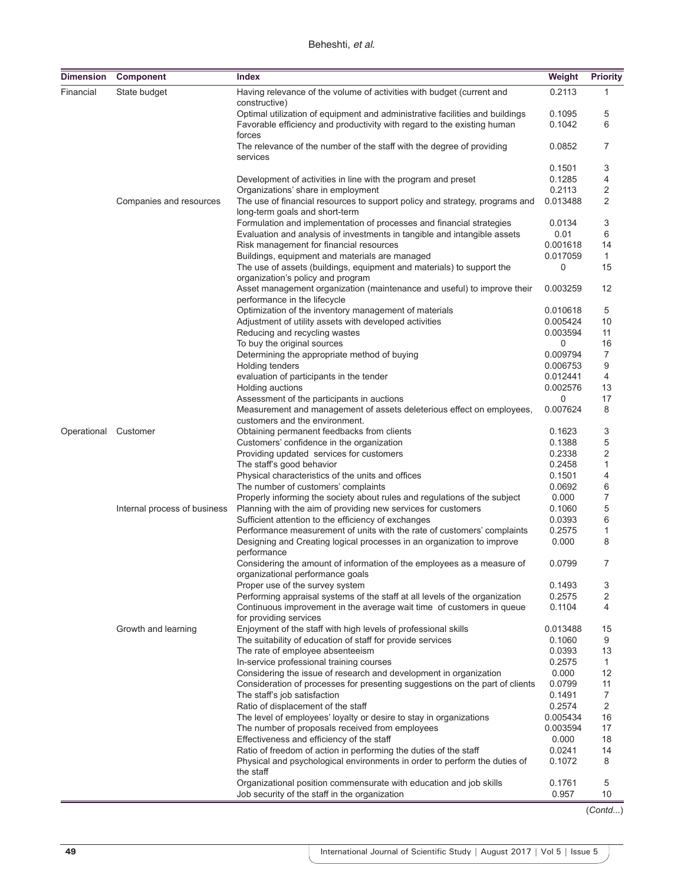| Dimension | Component | Index | Weight | Priority |
|---|---|---|---|---|
| Financial | State budget | Having relevance of the volume of activities with budget (current and constructive) | 0.2113 | 1 |
| | | Optimal utilization of equipment and administrative facilities and buildings | 0.1095 | 5 |
| | | Favorable efficiency and productivity with regard to the existing human forces | 0.1042 | 6 |
| | | The relevance of the number of the staff with the degree of providing services | 0.0852 | 7 |
| | | | 0.1501 | 3 |
| | | Development of activities in line with the program and preset | 0.1285 | 4 |
| | | Organizations' share in employment | 0.2113 | 2 |
| | Companies and resources | The use of financial resources to support policy and strategy, programs and long-term goals and short-term | 0.013488 | 2 |
| | | Formulation and implementation of processes and financial strategies | 0.0134 | 3 |
| | | Evaluation and analysis of investments in tangible and intangible assets | 0.01 | 6 |
| | | Risk management for financial resources | 0.001618 | 14 |
| | | Buildings, equipment and materials are managed | 0.017059 | 1 |
| | | The use of assets (buildings, equipment and materials) to support the organization's policy and program | 0 | 15 |
| | | Asset management organization (maintenance and useful) to improve their performance in the lifecycle | 0.003259 | 12 |
| | | Optimization of the inventory management of materials | 0.010618 | 5 |
| | | Adjustment of utility assets with developed activities | 0.005424 | 10 |
| | | Reducing and recycling wastes | 0.003594 | 11 |
| | | To buy the original sources | 0 | 16 |
| | | Determining the appropriate method of buying | 0.009794 | 7 |
| | | Holding tenders | 0.006753 | 9 |
| | | evaluation of participants in the tender | 0.012441 | 4 |
| | | Holding auctions | 0.002576 | 13 |
| | | Assessment of the participants in auctions | 0 | 17 |
| | | Measurement and management of assets deleterious effect on employees, customers and the environment. | 0.007624 | 8 |
| Operational | Customer | Obtaining permanent feedbacks from clients | 0.1623 | 3 |
| | | Customers' confidence in the organization | 0.1388 | 5 |
| | | Providing updated services for customers | 0.2338 | 2 |
| | | The staff's good behavior | 0.2458 | 1 |
| | | Physical characteristics of the units and offices | 0.1501 | 4 |
| | | The number of customers' complaints | 0.0692 | 6 |
| | | Properly informing the society about rules and regulations of the subject | 0.000 | 7 |
| | Internal process of business | Planning with the aim of providing new services for customers | 0.1060 | 5 |
| | | Sufficient attention to the efficiency of exchanges | 0.0393 | 6 |
| | | Performance measurement of units with the rate of customers' complaints | 0.2575 | 1 |
| | | Designing and Creating logical processes in an organization to improve performance | 0.000 | 8 |
| | | Considering the amount of information of the employees as a measure of organizational performance goals | 0.0799 | 7 |
| | | Proper use of the survey system | 0.1493 | 3 |
| | | Performing appraisal systems of the staff at all levels of the organization | 0.2575 | 2 |
| | | Continuous improvement in the average wait time of customers in queue for providing services | 0.1104 | 4 |
| | Growth and learning | Enjoyment of the staff with high levels of professional skills | 0.013488 | 15 |
| | | The suitability of education of staff for provide services | 0.1060 | 9 |
| | | The rate of employee absenteeism | 0.0393 | 13 |
| | | In-service professional training courses | 0.2575 | 1 |
| | | Considering the issue of research and development in organization | 0.000 | 12 |
| | | Consideration of processes for presenting suggestions on the part of clients | 0.0799 | 11 |
| | | The staff's job satisfaction | 0.1491 | 7 |
| | | Ratio of displacement of the staff | 0.2574 | 2 |
| | | The level of employees' loyalty or desire to stay in organizations | 0.005434 | 16 |
| | | The number of proposals received from employees | 0.003594 | 17 |
| | | Effectiveness and efficiency of the staff | 0.000 | 18 |
| | | Ratio of freedom of action in performing the duties of the staff | 0.0241 | 14 |
| | | Physical and psychological environments in order to perform the duties of the staff | 0.1072 | 8 |
| | | Organizational position commensurate with education and job skills | 0.1761 | 5 |
| | | Job security of the staff in the organization | 0.957 | 10 |

(*Contd...*)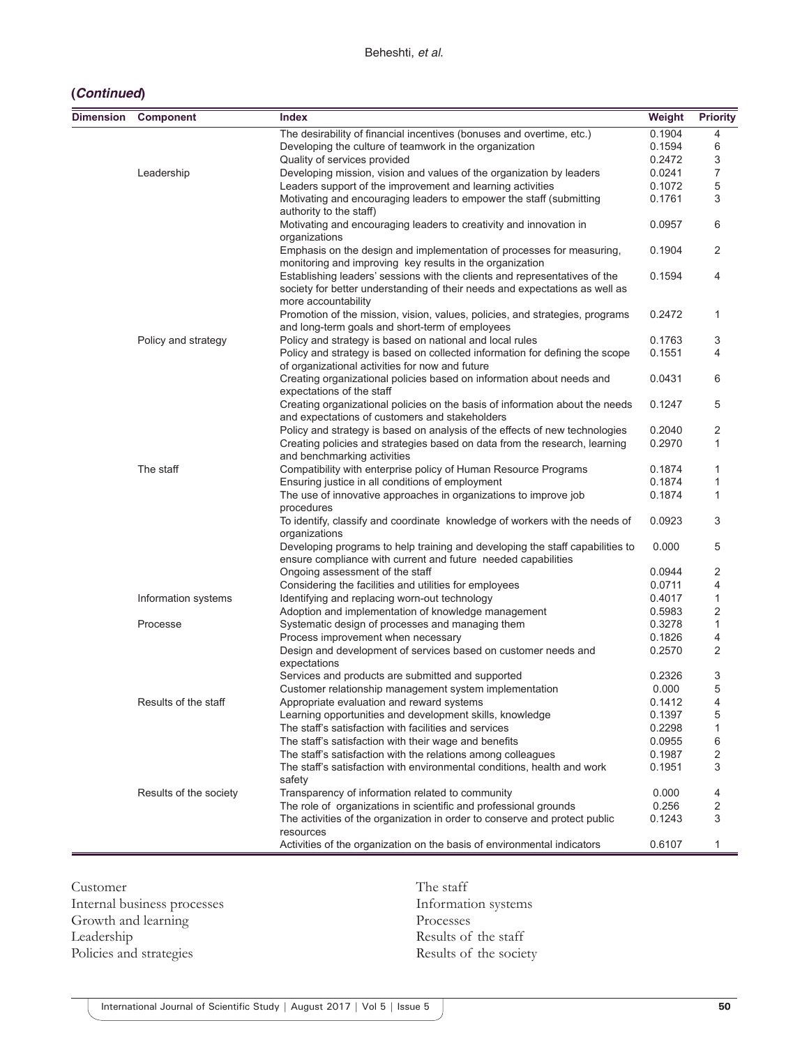**(*Continued*)**

| Dimension | Component | Index | Weight | Priority |
|---|---|---|---|---|
| | | The desirability of financial incentives (bonuses and overtime, etc.) | 0.1904 | 4 |
| | | Developing the culture of teamwork in the organization | 0.1594 | 6 |
| | | Quality of services provided | 0.2472 | 3 |
| | Leadership | Developing mission, vision and values of the organization by leaders | 0.0241 | 7 |
| | | Leaders support of the improvement and learning activities | 0.1072 | 5 |
| | | Motivating and encouraging leaders to empower the staff (submitting authority to the staff) | 0.1761 | 3 |
| | | Motivating and encouraging leaders to creativity and innovation in organizations | 0.0957 | 6 |
| | | Emphasis on the design and implementation of processes for measuring, monitoring and improving key results in the organization | 0.1904 | 2 |
| | | Establishing leaders' sessions with the clients and representatives of the society for better understanding of their needs and expectations as well as more accountability | 0.1594 | 4 |
| | | Promotion of the mission, vision, values, policies, and strategies, programs and long-term goals and short-term of employees | 0.2472 | 1 |
| | Policy and strategy | Policy and strategy is based on national and local rules | 0.1763 | 3 |
| | | Policy and strategy is based on collected information for defining the scope of organizational activities for now and future | 0.1551 | 4 |
| | | Creating organizational policies based on information about needs and expectations of the staff | 0.0431 | 6 |
| | | Creating organizational policies on the basis of information about the needs and expectations of customers and stakeholders | 0.1247 | 5 |
| | | Policy and strategy is based on analysis of the effects of new technologies | 0.2040 | 2 |
| | | Creating policies and strategies based on data from the research, learning and benchmarking activities | 0.2970 | 1 |
| | The staff | Compatibility with enterprise policy of Human Resource Programs | 0.1874 | 1 |
| | | Ensuring justice in all conditions of employment | 0.1874 | 1 |
| | | The use of innovative approaches in organizations to improve job procedures | 0.1874 | 1 |
| | | To identify, classify and coordinate knowledge of workers with the needs of organizations | 0.0923 | 3 |
| | | Developing programs to help training and developing the staff capabilities to ensure compliance with current and future needed capabilities | 0.000 | 5 |
| | | Ongoing assessment of the staff | 0.0944 | 2 |
| | | Considering the facilities and utilities for employees | 0.0711 | 4 |
| | Information systems | Identifying and replacing worn-out technology | 0.4017 | 1 |
| | | Adoption and implementation of knowledge management | 0.5983 | 2 |
| | Processe | Systematic design of processes and managing them | 0.3278 | 1 |
| | | Process improvement when necessary | 0.1826 | 4 |
| | | Design and development of services based on customer needs and expectations | 0.2570 | 2 |
| | | Services and products are submitted and supported | 0.2326 | 3 |
| | | Customer relationship management system implementation | 0.000 | 5 |
| | Results of the staff | Appropriate evaluation and reward systems | 0.1412 | 4 |
| | | Learning opportunities and development skills, knowledge | 0.1397 | 5 |
| | | The staff's satisfaction with facilities and services | 0.2298 | 1 |
| | | The staff's satisfaction with their wage and benefits | 0.0955 | 6 |
| | | The staff's satisfaction with the relations among colleagues | 0.1987 | 2 |
| | | The staff's satisfaction with environmental conditions, health and work safety | 0.1951 | 3 |
| | Results of the society | Transparency of information related to community | 0.000 | 4 |
| | | The role of organizations in scientific and professional grounds | 0.256 | 2 |
| | | The activities of the organization in order to conserve and protect public resources | 0.1243 | 3 |
| | | Activities of the organization on the basis of environmental indicators | 0.6107 | 1 |

Customer
Internal business processes
Growth and learning
Leadership
Policies and strategies
The staff
Information systems
Processes
Results of the staff
Results of the society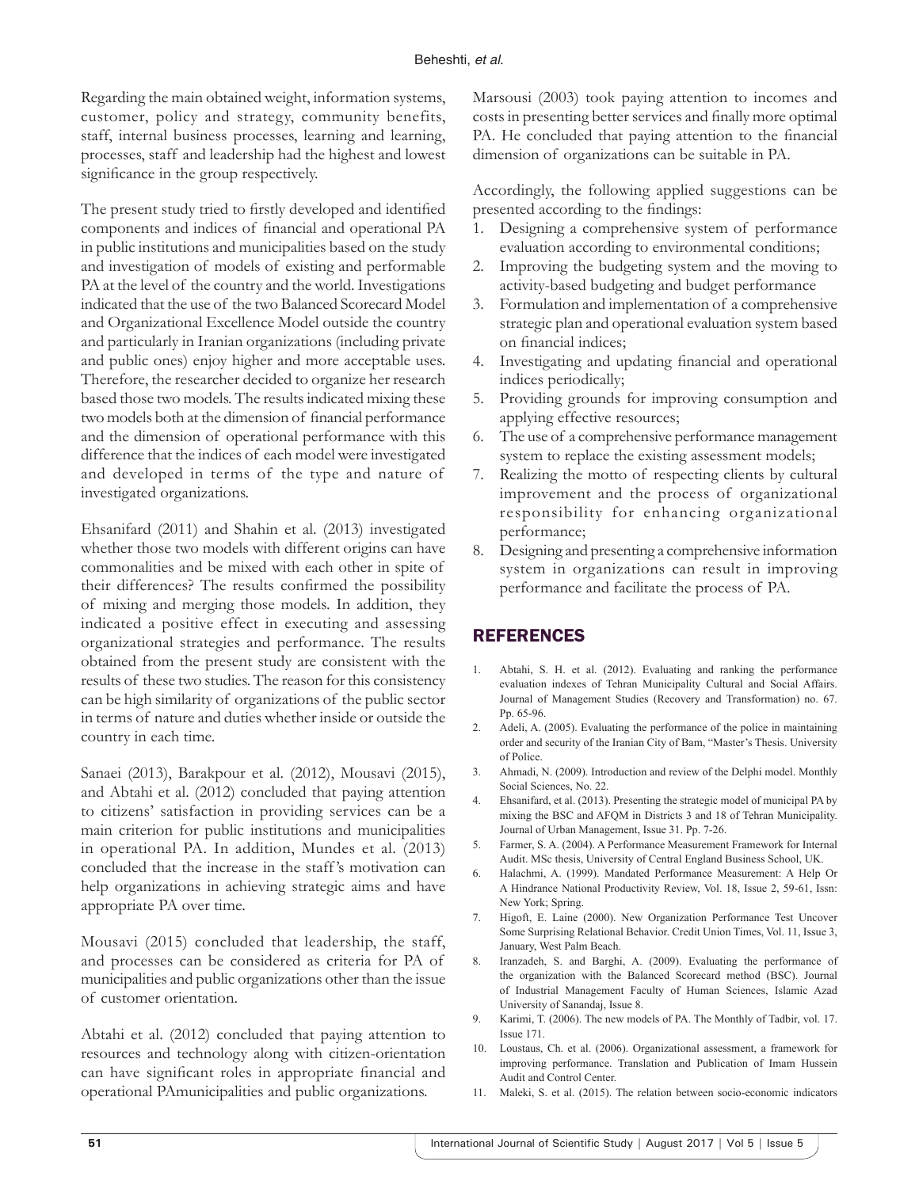Regarding the main obtained weight, information systems, customer, policy and strategy, community benefits, staff, internal business processes, learning and learning, processes, staff and leadership had the highest and lowest significance in the group respectively.

The present study tried to firstly developed and identified components and indices of financial and operational PA in public institutions and municipalities based on the study and investigation of models of existing and performable PA at the level of the country and the world. Investigations indicated that the use of the two Balanced Scorecard Model and Organizational Excellence Model outside the country and particularly in Iranian organizations (including private and public ones) enjoy higher and more acceptable uses. Therefore, the researcher decided to organize her research based those two models. The results indicated mixing these two models both at the dimension of financial performance and the dimension of operational performance with this difference that the indices of each model were investigated and developed in terms of the type and nature of investigated organizations.

Ehsanifard (2011) and Shahin et al. (2013) investigated whether those two models with different origins can have commonalities and be mixed with each other in spite of their differences? The results confirmed the possibility of mixing and merging those models. In addition, they indicated a positive effect in executing and assessing organizational strategies and performance. The results obtained from the present study are consistent with the results of these two studies. The reason for this consistency can be high similarity of organizations of the public sector in terms of nature and duties whether inside or outside the country in each time.

Sanaei (2013), Barakpour et al. (2012), Mousavi (2015), and Abtahi et al. (2012) concluded that paying attention to citizens' satisfaction in providing services can be a main criterion for public institutions and municipalities in operational PA. In addition, Mundes et al. (2013) concluded that the increase in the staff's motivation can help organizations in achieving strategic aims and have appropriate PA over time.

Mousavi (2015) concluded that leadership, the staff, and processes can be considered as criteria for PA of municipalities and public organizations other than the issue of customer orientation.

Abtahi et al. (2012) concluded that paying attention to resources and technology along with citizen-orientation can have significant roles in appropriate financial and operational PAmunicipalities and public organizations.

Marsousi (2003) took paying attention to incomes and costs in presenting better services and finally more optimal PA. He concluded that paying attention to the financial dimension of organizations can be suitable in PA.

Accordingly, the following applied suggestions can be presented according to the findings:

1. Designing a comprehensive system of performance evaluation according to environmental conditions;
2. Improving the budgeting system and the moving to activity-based budgeting and budget performance
3. Formulation and implementation of a comprehensive strategic plan and operational evaluation system based on financial indices;
4. Investigating and updating financial and operational indices periodically;
5. Providing grounds for improving consumption and applying effective resources;
6. The use of a comprehensive performance management system to replace the existing assessment models;
7. Realizing the motto of respecting clients by cultural improvement and the process of organizational responsibility for enhancing organizational performance;
8. Designing and presenting a comprehensive information system in organizations can result in improving performance and facilitate the process of PA.

## REFERENCES

1. Abtahi, S. H. et al. (2012). Evaluating and ranking the performance evaluation indexes of Tehran Municipality Cultural and Social Affairs. Journal of Management Studies (Recovery and Transformation) no. 67. Pp. 65-96.
2. Adeli, A. (2005). Evaluating the performance of the police in maintaining order and security of the Iranian City of Bam, "Master's Thesis. University of Police.
3. Ahmadi, N. (2009). Introduction and review of the Delphi model. Monthly Social Sciences, No. 22.
4. Ehsanifard, et al. (2013). Presenting the strategic model of municipal PA by mixing the BSC and AFQM in Districts 3 and 18 of Tehran Municipality. Journal of Urban Management, Issue 31. Pp. 7-26.
5. Farmer, S. A. (2004). A Performance Measurement Framework for Internal Audit. MSc thesis, University of Central England Business School, UK.
6. Halachmi, A. (1999). Mandated Performance Measurement: A Help Or A Hindrance National Productivity Review, Vol. 18, Issue 2, 59-61, Issn: New York; Spring.
7. Higoft, E. Laine (2000). New Organization Performance Test Uncover Some Surprising Relational Behavior. Credit Union Times, Vol. 11, Issue 3, January, West Palm Beach.
8. Iranzadeh, S. and Barghi, A. (2009). Evaluating the performance of the organization with the Balanced Scorecard method (BSC). Journal of Industrial Management Faculty of Human Sciences, Islamic Azad University of Sanandaj, Issue 8.
9. Karimi, T. (2006). The new models of PA. The Monthly of Tadbir, vol. 17. Issue 171.
10. Loustaus, Ch. et al. (2006). Organizational assessment, a framework for improving performance. Translation and Publication of Imam Hussein Audit and Control Center.
11. Maleki, S. et al. (2015). The relation between socio-economic indicators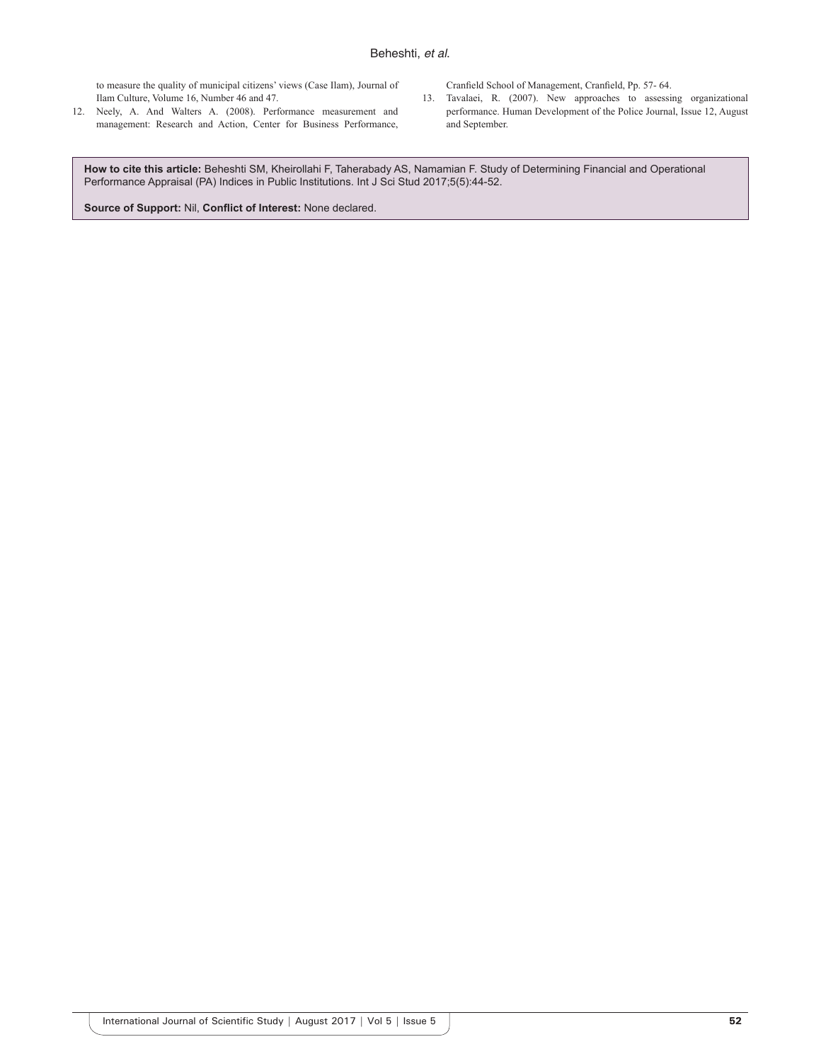to measure the quality of municipal citizens' views (Case Ilam), Journal of Ilam Culture, Volume 16, Number 46 and 47.

12. Neely, A. And Walters A. (2008). Performance measurement and management: Research and Action, Center for Business Performance, Cranfield School of Management, Cranfield, Pp. 57- 64.
13. Tavalaei, R. (2007). New approaches to assessing organizational performance. Human Development of the Police Journal, Issue 12, August and September.

**How to cite this article:** Beheshti SM, Kheirollahi F, Taherabady AS, Namamian F. Study of Determining Financial and Operational Performance Appraisal (PA) Indices in Public Institutions. Int J Sci Stud 2017;5(5):44-52.

**Source of Support:** Nil, **Conflict of Interest:** None declared.